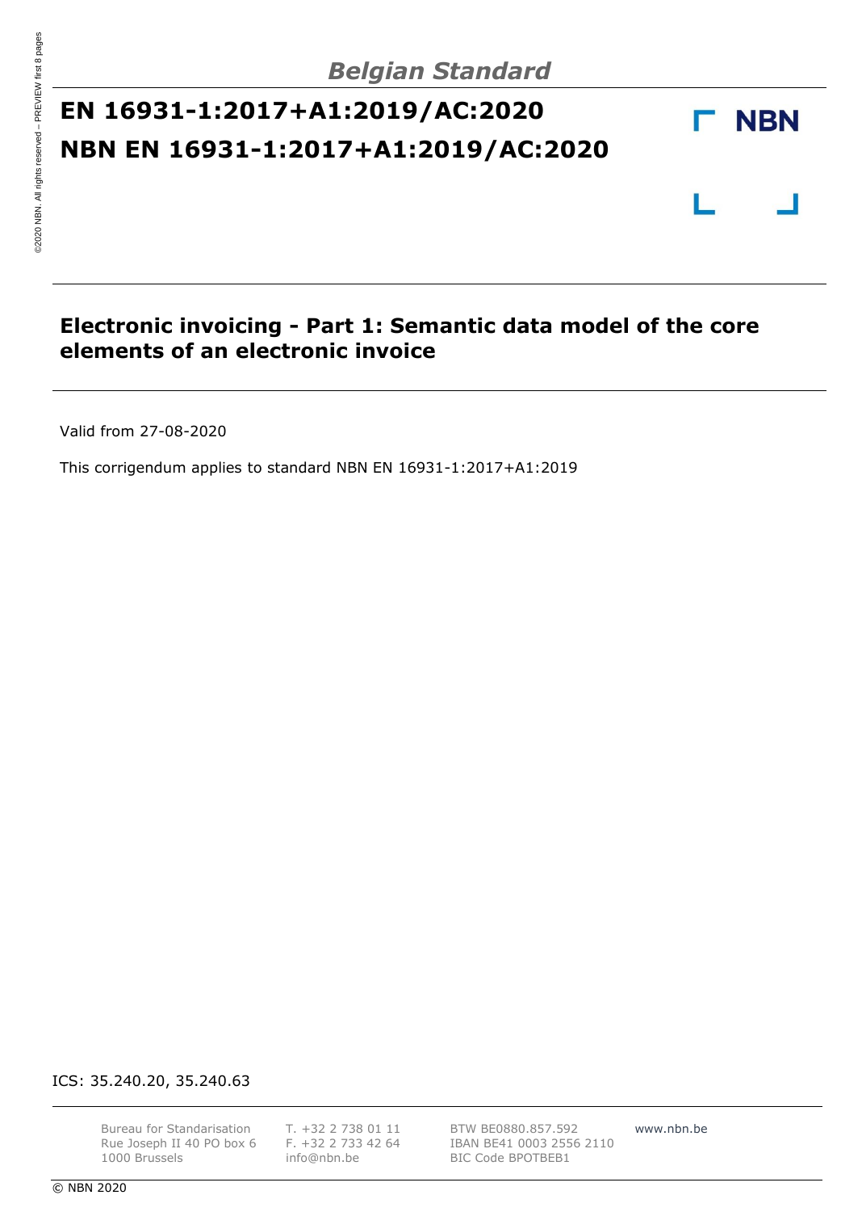*Belgian Standard*

# EN 16931-1:2017+A1:2019/AC:2020
# NBN EN 16931-1:2017+A1:2019/AC:2020

NBN

## Electronic invoicing - Part 1: Semantic data model of the core elements of an electronic invoice

Valid from 27-08-2020

This corrigendum applies to standard NBN EN 16931-1:2017+A1:2019

ICS: 35.240.20, 35.240.63

Bureau for Standarisation
Rue Joseph II 40 PO box 6
1000 Brussels

T. +32 2 738 01 11
F. +32 2 733 42 64
info@nbn.be

BTW BE0880.857.592
IBAN BE41 0003 2556 2110
BIC Code BPOTBEB1

www.nbn.be

© NBN 2020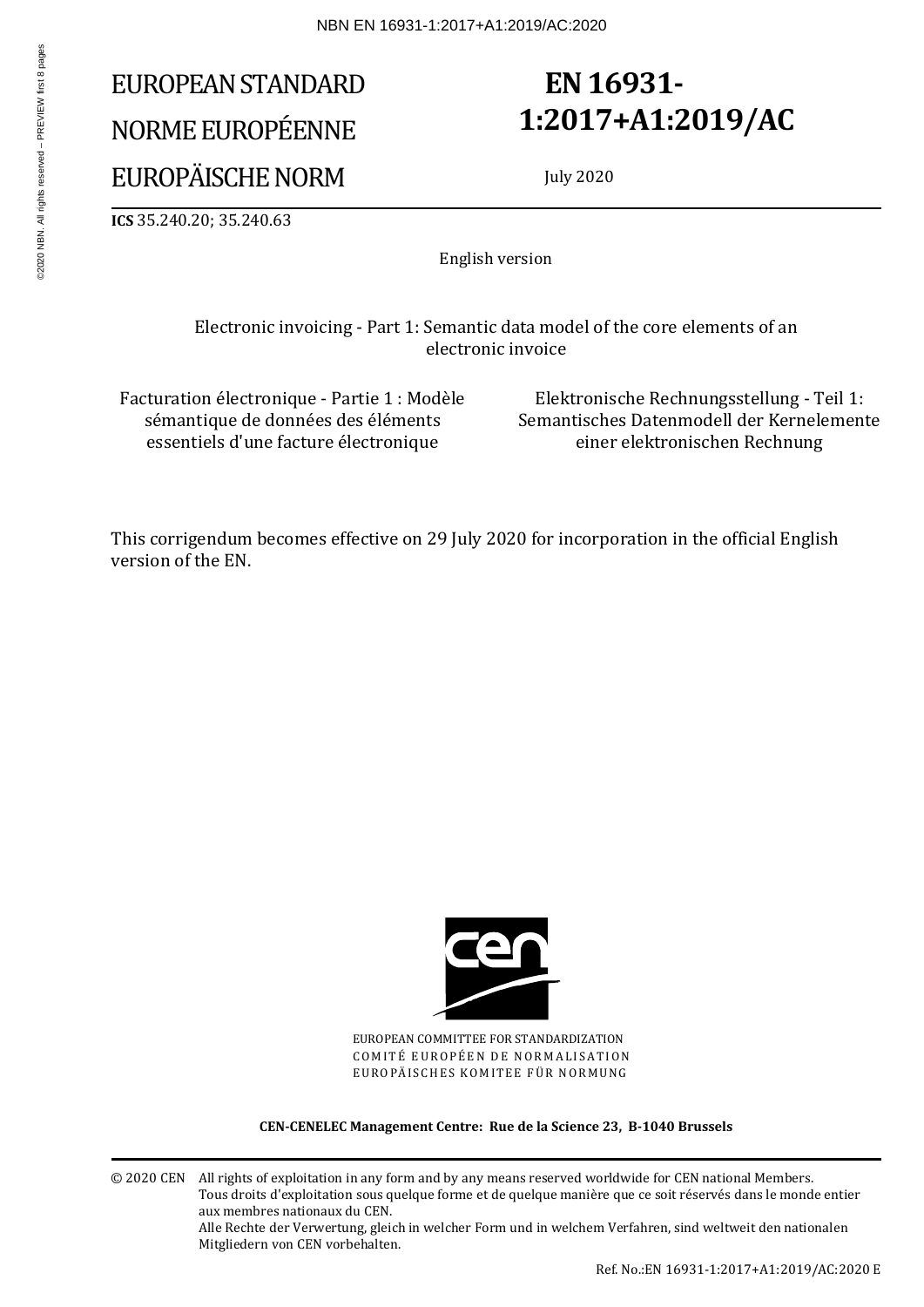# EUROPEAN STANDARD

# NORME EUROPÉENNE

# EUROPÄISCHE NORM

# EN 16931-1:2017+A1:2019/AC

July 2020

**ICS** 35.240.20; 35.240.63

English version

Electronic invoicing - Part 1: Semantic data model of the core elements of an electronic invoice

Facturation électronique - Partie 1 : Modèle sémantique de données des éléments essentiels d'une facture électronique

Elektronische Rechnungsstellung - Teil 1: Semantisches Datenmodell der Kernelemente einer elektronischen Rechnung

This corrigendum becomes effective on 29 July 2020 for incorporation in the official English version of the EN.

EUROPEAN COMMITTEE FOR STANDARDIZATION
COMITÉ EUROPÉEN DE NORMALISATION
EUROPÄISCHES KOMITEE FÜR NORMUNG

**CEN-CENELEC Management Centre: Rue de la Science 23, B-1040 Brussels**

© 2020 CEN All rights of exploitation in any form and by any means reserved worldwide for CEN national Members.
Tous droits d'exploitation sous quelque forme et de quelque manière que ce soit réservés dans le monde entier aux membres nationaux du CEN.
Alle Rechte der Verwertung, gleich in welcher Form und in welchem Verfahren, sind weltweit den nationalen Mitgliedern von CEN vorbehalten.

Ref. No.:EN 16931-1:2017+A1:2019/AC:2020 E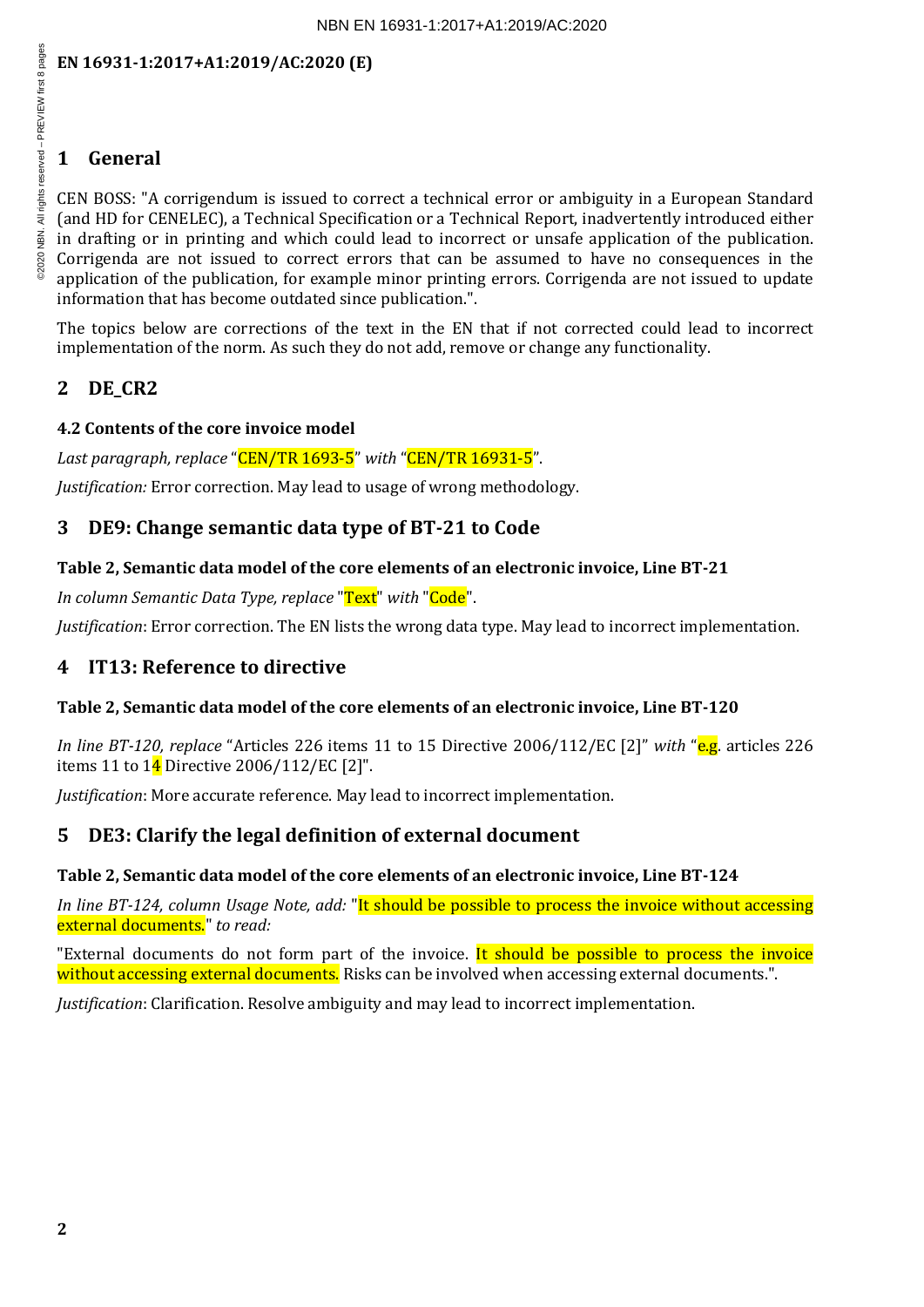**EN 16931-1:2017+A1:2019/AC:2020 (E)**

# 1 General

CEN BOSS: "A corrigendum is issued to correct a technical error or ambiguity in a European Standard (and HD for CENELEC), a Technical Specification or a Technical Report, inadvertently introduced either in drafting or in printing and which could lead to incorrect or unsafe application of the publication. Corrigenda are not issued to correct errors that can be assumed to have no consequences in the application of the publication, for example minor printing errors. Corrigenda are not issued to update information that has become outdated since publication.".

The topics below are corrections of the text in the EN that if not corrected could lead to incorrect implementation of the norm. As such they do not add, remove or change any functionality.

# 2 DE_CR2

**4.2 Contents of the core invoice model**

*Last paragraph, replace* "CEN/TR 1693-5" *with* "CEN/TR 16931-5".

*Justification:* Error correction. May lead to usage of wrong methodology.

# 3 DE9: Change semantic data type of BT-21 to Code

**Table 2, Semantic data model of the core elements of an electronic invoice, Line BT-21**

*In column Semantic Data Type, replace* "Text" *with* "Code".

*Justification*: Error correction. The EN lists the wrong data type. May lead to incorrect implementation.

# 4 IT13: Reference to directive

**Table 2, Semantic data model of the core elements of an electronic invoice, Line BT-120**

*In line BT-120, replace* "Articles 226 items 11 to 15 Directive 2006/112/EC [2]" *with* "e.g. articles 226 items 11 to 14 Directive 2006/112/EC [2]".

*Justification*: More accurate reference. May lead to incorrect implementation.

# 5 DE3: Clarify the legal definition of external document

**Table 2, Semantic data model of the core elements of an electronic invoice, Line BT-124**

*In line BT-124, column Usage Note, add:* "It should be possible to process the invoice without accessing external documents." *to read:*

"External documents do not form part of the invoice. It should be possible to process the invoice without accessing external documents. Risks can be involved when accessing external documents.".

*Justification*: Clarification. Resolve ambiguity and may lead to incorrect implementation.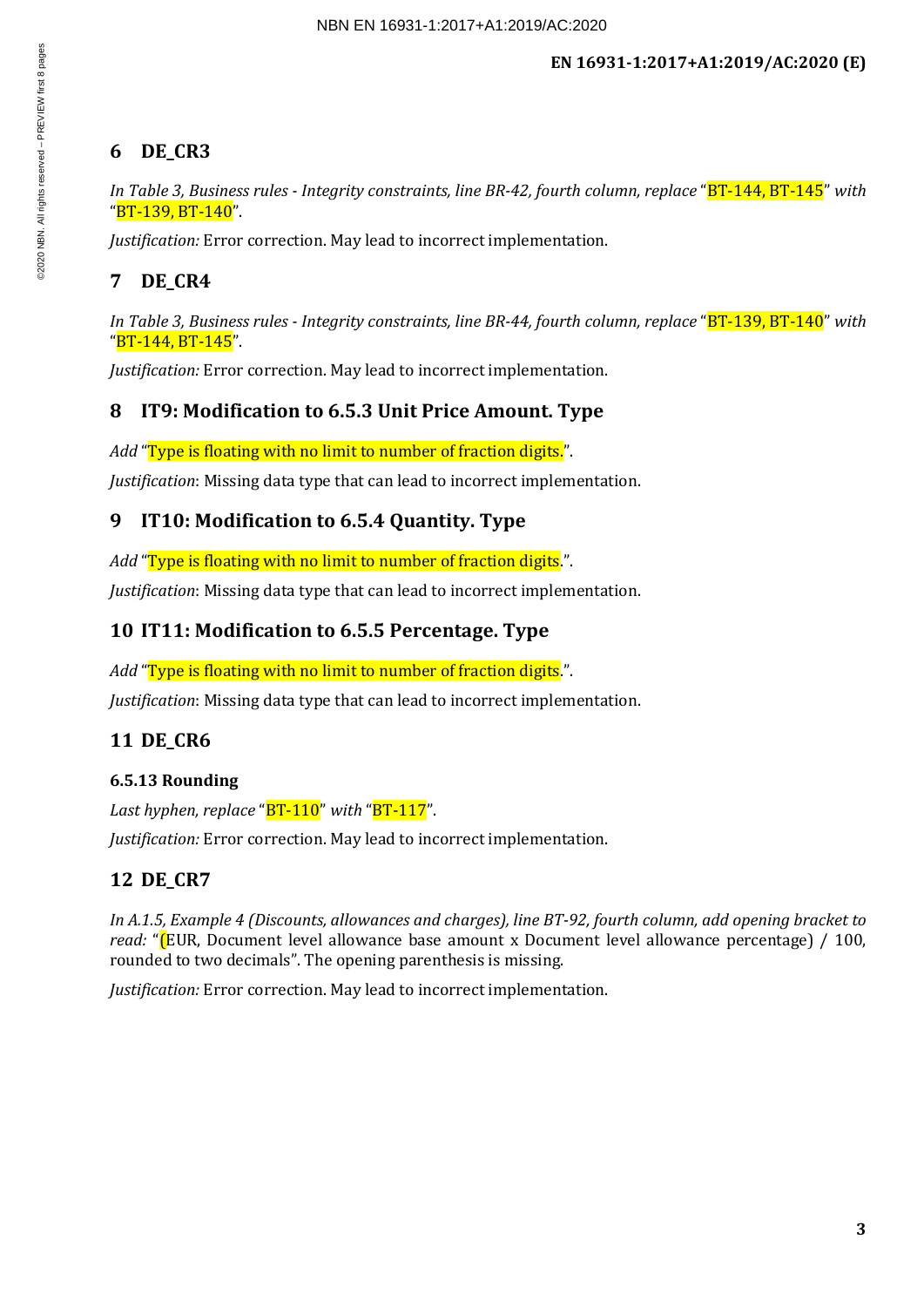## 6 DE_CR3

*In Table 3, Business rules - Integrity constraints, line BR-42, fourth column, replace* "BT-144, BT-145" *with* "BT-139, BT-140".

*Justification:* Error correction. May lead to incorrect implementation.

## 7 DE_CR4

*In Table 3, Business rules - Integrity constraints, line BR-44, fourth column, replace* "BT-139, BT-140" *with* "BT-144, BT-145".

*Justification:* Error correction. May lead to incorrect implementation.

## 8 IT9: Modification to 6.5.3 Unit Price Amount. Type

*Add* "Type is floating with no limit to number of fraction digits.".

*Justification*: Missing data type that can lead to incorrect implementation.

## 9 IT10: Modification to 6.5.4 Quantity. Type

*Add* "Type is floating with no limit to number of fraction digits.".

*Justification*: Missing data type that can lead to incorrect implementation.

## 10 IT11: Modification to 6.5.5 Percentage. Type

*Add* "Type is floating with no limit to number of fraction digits.".

*Justification*: Missing data type that can lead to incorrect implementation.

## 11 DE_CR6

### 6.5.13 Rounding

*Last hyphen, replace* "BT-110" *with* "BT-117".

*Justification:* Error correction. May lead to incorrect implementation.

## 12 DE_CR7

*In A.1.5, Example 4 (Discounts, allowances and charges), line BT-92, fourth column, add opening bracket to read:* "(EUR, Document level allowance base amount x Document level allowance percentage) / 100, rounded to two decimals". The opening parenthesis is missing.

*Justification:* Error correction. May lead to incorrect implementation.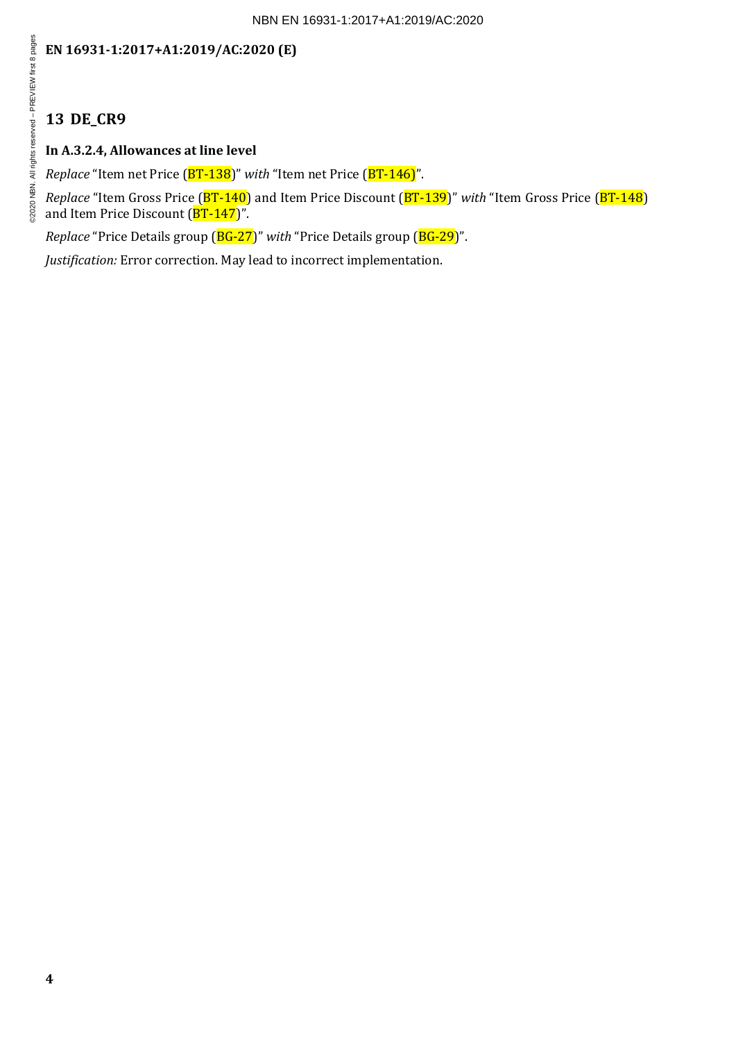## 13 DE_CR9

### In A.3.2.4, Allowances at line level

*Replace* "Item net Price (BT-138)" *with* "Item net Price (BT-146)".

*Replace* "Item Gross Price (BT-140) and Item Price Discount (BT-139)" *with* "Item Gross Price (BT-148) and Item Price Discount (BT-147)".

*Replace* "Price Details group (BG-27)" *with* "Price Details group (BG-29)".

*Justification:* Error correction. May lead to incorrect implementation.